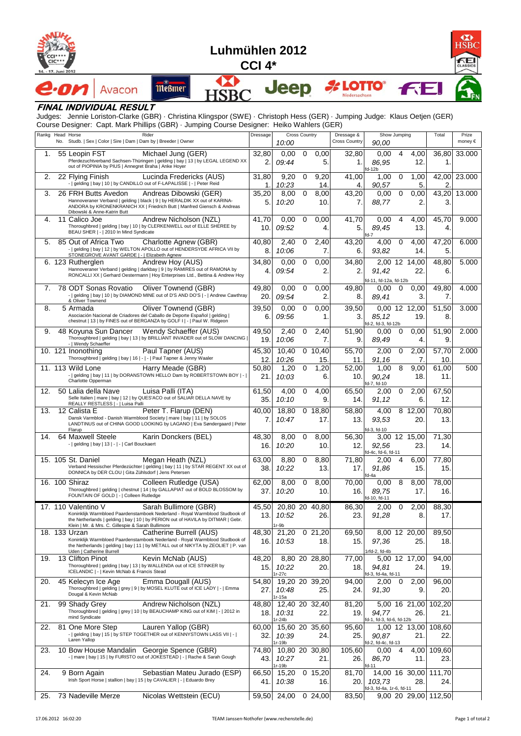# Luhmühlen 2012

## CCI 4*

### FINAL INDIVIDUAL RESULT

Judges: Jennie Loriston-Clarke (GBR) · Christina Klingspor (SWE) · Christoph Hess (GER) · Jumping Judge: Klaus Oetjen (GER)
Course Designer: Capt. Mark Phillips (GBR) · Jumping Course Designer: Heiko Wahlers (GER)

| Rankg | Head No. | Horse / Studb. \| Sex \| Color \| Sire \| Dam \| Dam by \| Breeder \| Owner | Rider | Dressage | Cross Country 10:00 | | | Dressage & Cross Country | Show Jumping 90,00 | | | Total | Prize money € |
|---|---|---|---|---|---|---|---|---|---|---|---|---|---|
| 1. | 55 | Leopin FST<br>Pferdezuchtverband Sachsen-Thüringen \| gelding \| bay \| 13 \| by LEGAL LEGEND XX out of PIOPINIA by PIUS \| Annegret Braha \| Anke Hoyer | Michael Jung (GER) | 32,80<br>2. | 0,00<br>09:44 | 0 | 0,00<br>5. | 32,80<br>1. | 0,00<br>86,95<br>fd-12b | 4 | 4,00<br>12. | 36,80<br>1. | 33.000 |
| 2. | 22 | Flying Finish<br>- \| gelding \| bay \| 10 \| by CANDILLO out of F-LAPALISSE \| - \| Peter Reid | Lucinda Fredericks (AUS) | 31,80<br>1. | 9,20<br>10:23 | 0 | 9,20<br>14. | 41,00<br>4. | 1,00<br>90,57 | 0 | 1,00<br>5. | 42,00<br>2. | 23.000 |
| 3. | 26 | FRH Butts Avedon<br>Hannoveraner Verband \| gelding \| black \| 9 \| by HERALDIK XX out of KARINA-ANDORA by KRONENKRANICH XX \| Friedrich Butt \| Manfred Giensch & Andreas Dibowski & Anne-Katrin Butt | Andreas Dibowski (GER) | 35,20<br>5. | 8,00<br>10:20 | 0 | 8,00<br>10. | 43,20<br>7. | 0,00<br>88,77 | 0 | 0,00<br>2. | 43,20<br>3. | 13.000 |
| 4. | 11 | Calico Joe<br>Thoroughbred \| gelding \| bay \| 10 \| by CLERKENWELL out of ELLE SHEREE by BEAU SHER \| - \| 2010 In Mind Syndicate | Andrew Nicholson (NZL) | 41,70<br>10. | 0,00<br>09:52 | 0 | 0,00<br>4. | 41,70<br>5. | 0,00<br>89,45<br>fd-7 | 4 | 4,00<br>13. | 45,70<br>4. | 9.000 |
| 5. | 85 | Out of Africa Two<br>- \| gelding \| bay \| 12 \| by WELTON APOLLO out of HENDERSYDE AFRICA VII by STONEGROVE AVANT GARDE \| - \| Elizabeth Agnew | Charlotte Agnew (GBR) | 40,80<br>8. | 2,40<br>10:06 | 0 | 2,40<br>7. | 43,20<br>6. | 4,00<br>93,82 | 0 | 4,00<br>14. | 47,20<br>5. | 6.000 |
| 6. | 123 | Rutherglen<br>Hannoveraner Verband \| gelding \| darkbay \| 9 \| by RAMIRES out of RAMONA by RONCALLI XX \| Gerhard Oestermann \| Hoy Enterprises Ltd., Bettina & Andrew Hoy | Andrew Hoy (AUS) | 34,80<br>4. | 0,00<br>09:54 | 0 | 0,00<br>2. | 34,80<br>2. | 2,00<br>91,42<br>fd-11, fd-12a, fd-12b | 12 | 14,00<br>22. | 48,80<br>6. | 5.000 |
| 7. | 78 | ODT Sonas Rovatio<br>- \| gelding \| bay \| 10 \| by DIAMOND MINE out of D'S AND DO'S \| - \| Andrew Cawthray & Oliver Townend | Oliver Townend (GBR) | 49,80<br>20. | 0,00<br>09:54 | 0 | 0,00<br>2. | 49,80<br>8. | 0,00<br>89,41 | 0 | 0,00<br>3. | 49,80<br>7. | 4.000 |
| 8. | 5 | Armada<br>Asociación Nacional de Criadores del Caballo de Deporte Español \| gelding \| chestnut \| 13 \| by FINES out of BERGANZA by GOLF I \| - \| Paul W. Ridgeon | Oliver Townend (GBR) | 39,50<br>6. | 0,00<br>09:56 | 0 | 0,00<br>1. | 39,50<br>3. | 0,00<br>85,12<br>fd-2, fd-3, fd-12b | 12 | 12,00<br>19. | 51,50<br>8. | 3.000 |
| 9. | 48 | Koyuna Sun Dancer<br>Thoroughbred \| gelding \| bay \| 13 \| by BRILLIANT INVADER out of SLOW DANCING \| - \| Wendy Schaeffer | Wendy Schaeffer (AUS) | 49,50<br>19. | 2,40<br>10:06 | 0 | 2,40<br>7. | 51,90<br>9. | 0,00<br>89,49 | 0 | 0,00<br>4. | 51,90<br>9. | 2.000 |
| 10. | 121 | Inonothing<br>Thoroughbred \| gelding \| bay \| 16 \| - \| - \| Paul Tapner & Jenny Waaler | Paul Tapner (AUS) | 45,30<br>12. | 10,40<br>10:26 | 0 | 10,40<br>15. | 55,70<br>11. | 2,00<br>91,16 | 0 | 2,00<br>7. | 57,70<br>10. | 2.000 |
| 11. | 113 | Wild Lone<br>- \| gelding \| bay \| 11 \| by DORANSTOWN HELLO Dam by ROBERTSTOWN BOY \| - \| Charlotte Opperman | Harry Meade (GBR) | 50,80<br>21. | 1,20<br>10:03 | 0 | 1,20<br>6. | 52,00<br>10. | 1,00<br>90,24<br>fd-7, fd-10 | 8 | 9,00<br>18. | 61,00<br>11. | 500 |
| 12. | 50 | Lalia della Nave<br>Selle Italien \| mare \| bay \| 12 \| by QUES'ACO out of SALIAR DELLA NAVE by REALLY RESTLESS \| - \| Luisa Palli | Luisa Palli (ITA) | 61,50<br>35. | 4,00<br>10:10 | 0 | 4,00<br>9. | 65,50<br>14. | 2,00<br>91,12 | 0 | 2,00<br>6. | 67,50<br>12. | |
| 13. | 12 | Calista E<br>Dansk Varmblod - Danish Warmblood Society \| mare \| bay \| 11 \| by SOLOS LANDTINUS out of CHINA GOOD LOOKING by LAGANO \| Eva Søndergaard \| Peter Flarup | Peter T. Flarup (DEN) | 40,00<br>7. | 18,80<br>10:47 | 0 | 18,80<br>17. | 58,80<br>13. | 4,00<br>93,53<br>fd-3, fd-10 | 8 | 12,00<br>20. | 70,80<br>13. | |
| 14. | 64 | Maxwell Steele<br>- \| gelding \| bay \| 13 \| - \| - \| Carl Bouckaert | Karin Donckers (BEL) | 48,30<br>16. | 8,00<br>10:20 | 0 | 8,00<br>10. | 56,30<br>12. | 3,00<br>92,56<br>fd-4c, fd-6, fd-11 | 12 | 15,00<br>23. | 71,30<br>14. | |
| 15. | 105 | St. Daniel<br>Verband Hessischer Pferdezüchter \| gelding \| bay \| 11 \| by STAR REGENT XX out of DONNICA by DER CLOU \| Gita Zühlsdorf \| Jens Petersen | Megan Heath (NZL) | 63,00<br>38. | 8,80<br>10:22 | 0 | 8,80<br>13. | 71,80<br>17. | 2,00<br>91,86<br>fd-4a | 4 | 6,00<br>15. | 77,80<br>15. | |
| 16. | 100 | Shiraz<br>Thoroughbred \| gelding \| chestnut \| 14 \| by GALLAPIAT out of BOLD BLOSSOM by FOUNTAIN OF GOLD \| - \| Colleen Rutledge | Colleen Rutledge (USA) | 62,00<br>37. | 8,00<br>10:20 | 0 | 8,00<br>10. | 70,00<br>16. | 0,00<br>89,75<br>fd-10, fd-11 | 8 | 8,00<br>17. | 78,00<br>16. | |
| 17. | 110 | Valentino V<br>Koninklijk Warmbloed Paardenstamboek Nederland - Royal Warmblood Studbook of the Netherlands \| gelding \| bay \| 10 \| by PERION out of HAVILA by DITMAR \| Gebr. Klein \| Mr. & Mrs. C. Gillespie & Sarah Bullimore | Sarah Bullimore (GBR) | 45,50<br>13. | 20,80<br>10:52<br>1r-9b | 20 | 40,80<br>26. | 86,30<br>23. | 2,00<br>91,28 | 0 | 2,00<br>8. | 88,30<br>17. | |
| 18. | 133 | Urzan<br>Koninklijk Warmbloed Paardenstamboek Nederland - Royal Warmblood Studbook of the Netherlands \| gelding \| bay \| 11 \| by METALL out of NIKYTA by ZEOLIET \| P. van Uden \| Catherine Burrell | Catherine Burrell (AUS) | 48,30<br>16. | 21,20<br>10:53 | 0 | 21,20<br>18. | 69,50<br>15. | 8,00<br>97,36<br>1rfd-2, fd-4b | 12 | 20,00<br>25. | 89,50<br>18. | |
| 19. | 13 | Clifton Pinot<br>Thoroughbred \| gelding \| bay \| 13 \| by WALLENDA out of ICE STINKER by ICELANDIC \| - \| Kevin McNab & Francis Stead | Kevin McNab (AUS) | 48,20<br>15. | 8,80<br>10:22<br>1r-27c | 20 | 28,80<br>20. | 77,00<br>18. | 5,00<br>94,81<br>fd-3, fd-4a, fd-11 | 12 | 17,00<br>24. | 94,00<br>19. | |
| 20. | 45 | Kelecyn Ice Age<br>Thoroughbred \| gelding \| grey \| 9 \| by MOSEL KLUTE out of ICE LADY \| - \| Emma Dougall & Kevin McNab | Emma Dougall (AUS) | 54,80<br>27. | 19,20<br>10:48<br>1r-15a | 20 | 39,20<br>25. | 94,00<br>24. | 2,00<br>91,30 | 0 | 2,00<br>9. | 96,00<br>20. | |
| 21. | 99 | Shady Grey<br>Thoroughbred \| gelding \| grey \| 10 \| by BEAUCHAMP KING out of KIM \| - \| 2012 in mind Syndicate | Andrew Nicholson (NZL) | 48,80<br>18. | 12,40<br>10:31<br>1r-24b | 20 | 32,40<br>22. | 81,20<br>19. | 5,00<br>94,77<br>fd-1, fd-3, fd-6, fd-12b | 16 | 21,00<br>26. | 102,20<br>21. | |
| 22. | 81 | One More Step<br>- \| gelding \| bay \| 15 \| by STEP TOGETHER out of KENNYSTOWN LASS VII \| - \| Laren Yallop | Lauren Yallop (GBR) | 60,00<br>32. | 15,60<br>10:39<br>1r-19b | 20 | 35,60<br>24. | 95,60<br>25. | 1,00<br>90,87<br>fd-2, fd-4c, fd-13 | 12 | 13,00<br>21. | 108,60<br>22. | |
| 23. | 10 | Bow House Mandalin<br>- \| mare \| bay \| 15 \| by FURISTO out of JOKESTEAD \| - \| Rache & Sarah Gough | Georgie Spence (GBR) | 74,80<br>43. | 10,80<br>10:27<br>1r-19b | 20 | 30,80<br>21. | 105,60<br>26. | 0,00<br>86,70<br>fd-11 | 4 | 4,00<br>11. | 109,60<br>23. | |
| 24. | 9 | Born Again<br>Irish Sport Horse \| stallion \| bay \| 15 \| by CAVALIER \| - \| Eduardo Brey | Sebastian Mateu Jurado (ESP) | 66,50<br>41. | 15,20<br>10:38 | 0 | 15,20<br>16. | 81,70<br>20. | 14,00<br>103,73<br>fd-3, fd-4a, 1r-6, fd-11 | 16 | 30,00<br>28. | 111,70<br>24. | |
| 25. | 73 | Nadeville Merze | Nicolas Wettstein (ECU) | 59,50 | 24,00 | 0 | 24,00 | 83,50 | 9,00 | 20 | 29,00 | 112,50 | |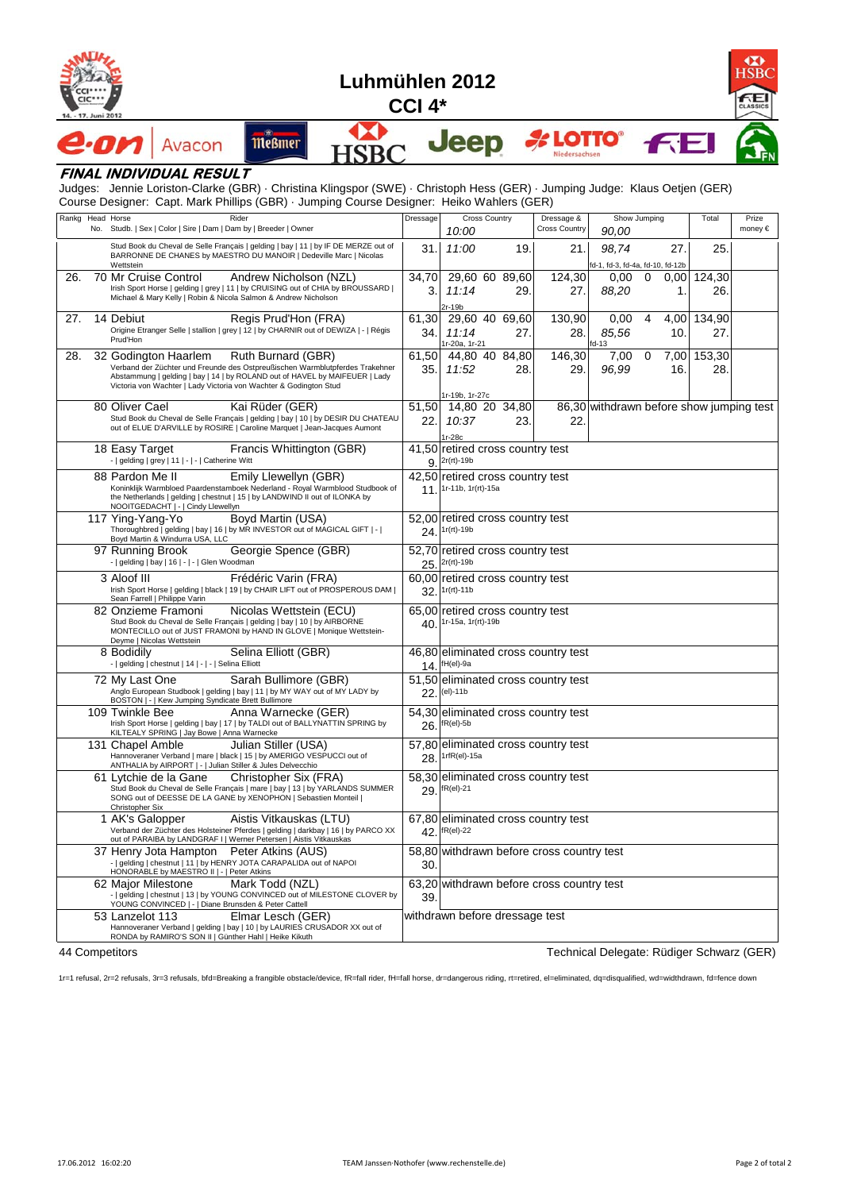# Luhmühlen 2012

## CCI 4*

### FINAL INDIVIDUAL RESULT

Judges: Jennie Loriston-Clarke (GBR) · Christina Klingspor (SWE) · Christoph Hess (GER) · Jumping Judge: Klaus Oetjen (GER)
Course Designer: Capt. Mark Phillips (GBR) · Jumping Course Designer: Heiko Wahlers (GER)

| Rankg | Head No. | Horse / Rider / Studb. \| Sex \| Color \| Sire \| Dam \| Dam by \| Breeder \| Owner | Dressage | Cross Country 10:00 | | | Dressage & Cross Country | Show Jumping 90,00 | | | Total | Prize money € |
|---|---|---|---|---|---|---|---|---|---|---|---|---|
| | | Stud Book du Cheval de Selle Français \| gelding \| bay \| 11 \| by IF DE MERZE out of BARRONNE DE CHANES by MAESTRO DU MANOIR \| Dedeville Marc \| Nicolas Wettstein | 31. | 11:00 | | 19. | 21. | 98,74 fd-1, fd-3, fd-4a, fd-10, fd-12b | | 27. | 25. | |
| 26. | 70 | Mr Cruise Control – Andrew Nicholson (NZL) Irish Sport Horse \| gelding \| grey \| 11 \| by CRUISING out of CHIA by BROUSSARD \| Michael & Mary Kelly \| Robin & Nicola Salmon & Andrew Nicholson | 34,70 3. | 29,60 11:14 2r-19b | 60 | 89,60 29. | 124,30 27. | 0,00 88,20 | 0 | 0,00 1. | 124,30 26. | |
| 27. | 14 | Debiut – Regis Prud'Hon (FRA) Origine Etranger Selle \| stallion \| grey \| 12 \| by CHARNIR out of DEWIZA \| - \| Régis Prud'Hon | 61,30 34. | 29,60 11:14 1r-20a, 1r-21 | 40 | 69,60 27. | 130,90 28. | 0,00 85,56 fd-13 | 4 | 4,00 10. | 134,90 27. | |
| 28. | 32 | Godington Haarlem – Ruth Burnard (GBR) Verband der Züchter und Freunde des Ostpreußischen Warmblutpferdes Trakehner Abstammung \| gelding \| bay \| 14 \| by ROLAND out of HAVEL by MAIFEUER \| Lady Victoria von Wachter \| Lady Victoria von Wachter & Godington Stud | 61,50 35. | 44,80 11:52 1r-19b, 1r-27c | 40 | 84,80 28. | 146,30 29. | 7,00 96,99 | 0 | 7,00 16. | 153,30 28. | |
| | 80 | Oliver Cael – Kai Rüder (GER) Stud Book du Cheval de Selle Français \| gelding \| bay \| 10 \| by DESIR DU CHATEAU out of ELUE D'ARVILLE by ROSIRE \| Caroline Marquet \| Jean-Jacques Aumont | 51,50 22. | 14,80 10:37 1r-28c | 20 | 34,80 23. | 86,30 22. | withdrawn before show jumping test | | | | |
| | 18 | Easy Target – Francis Whittington (GBR) - \| gelding \| grey \| 11 \| - \| - \| - \| Catherine Witt | 41,50 9. | retired cross country test 2r(rt)-19b | | | | | | | | |
| | 88 | Pardon Me II – Emily Llewellyn (GBR) Koninklijk Warmbloed Paardenstamboek Nederland - Royal Warmblood Studbook of the Netherlands \| gelding \| chestnut \| 15 \| by LANDWIND II out of ILONKA by NOOITGEDACHT \| - \| Cindy Llewellyn | 42,50 11. | retired cross country test 1r-11b, 1r(rt)-15a | | | | | | | | |
| | 117 | Ying-Yang-Yo – Boyd Martin (USA) Thoroughbred \| gelding \| bay \| 16 \| by MR INVESTOR out of MAGICAL GIFT \| - \| Boyd Martin & Windurra USA, LLC | 52,00 24. | retired cross country test 1r(rt)-19b | | | | | | | | |
| | 97 | Running Brook – Georgie Spence (GBR) - \| gelding \| bay \| 16 \| - \| - \| - \| Glen Woodman | 52,70 25. | retired cross country test 2r(rt)-19b | | | | | | | | |
| | 3 | Aloof III – Frédéric Varin (FRA) Irish Sport Horse \| gelding \| black \| 19 \| by CHAIR LIFT out of PROSPEROUS DAM \| Sean Farrell \| Philippe Varin | 60,00 32. | retired cross country test 1r(rt)-11b | | | | | | | | |
| | 82 | Onzieme Framoni – Nicolas Wettstein (ECU) Stud Book du Cheval de Selle Français \| gelding \| bay \| 10 \| by AIRBORNE MONTECILLO out of JUST FRAMONI by HAND IN GLOVE \| Monique Wettstein-Deyme \| Nicolas Wettstein | 65,00 40. | retired cross country test 1r-15a, 1r(rt)-19b | | | | | | | | |
| | 8 | Bodidily – Selina Elliott (GBR) - \| gelding \| chestnut \| 14 \| - \| - \| - \| Selina Elliott | 46,80 14. | eliminated cross country test fH(el)-9a | | | | | | | | |
| | 72 | My Last One – Sarah Bullimore (GBR) Anglo European Studbook \| gelding \| bay \| 11 \| by MY WAY out of MY LADY by BOSTON \| - \| Kew Jumping Syndicate Brett Bullimore | 51,50 22. | eliminated cross country test (el)-11b | | | | | | | | |
| | 109 | Twinkle Bee – Anna Warnecke (GER) Irish Sport Horse \| gelding \| bay \| 17 \| by TALDI out of BALLYNATTIN SPRING by KILTEALY SPRING \| Jay Bowe \| Anna Warnecke | 54,30 26. | eliminated cross country test fR(el)-5b | | | | | | | | |
| | 131 | Chapel Amble – Julian Stiller (USA) Hannoveraner Verband \| mare \| black \| 15 \| by AMERIGO VESPUCCI out of ANTHALIA by AIRPORT \| - \| Julian Stiller & Jules Delvecchio | 57,80 28. | eliminated cross country test 1rfR(el)-15a | | | | | | | | |
| | 61 | Lytchie de la Gane – Christopher Six (FRA) Stud Book du Cheval de Selle Français \| mare \| bay \| 13 \| by YARLANDS SUMMER SONG out of DEESSE DE LA GANE by XENOPHON \| Sebastien Monteil \| Christopher Six | 58,30 29. | eliminated cross country test fR(el)-21 | | | | | | | | |
| | 1 | AK's Galopper – Aistis Vitkauskas (LTU) Verband der Züchter des Holsteiner Pferdes \| gelding \| darkbay \| 16 \| by PARCO XX out of PARAIBA by LANDGRAF I \| Werner Petersen \| Aistis Vitkauskas | 67,80 42. | eliminated cross country test fR(el)-22 | | | | | | | | |
| | 37 | Henry Jota Hampton – Peter Atkins (AUS) - \| gelding \| chestnut \| 11 \| by HENRY JOTA CARAPALIDA out of NAPOI HONORABLE by MAESTRO II \| - \| Peter Atkins | 58,80 30. | withdrawn before cross country test | | | | | | | | |
| | 62 | Major Milestone – Mark Todd (NZL) - \| gelding \| chestnut \| 13 \| by YOUNG CONVINCED out of MILESTONE CLOVER by YOUNG CONVINCED \| - \| Diane Brunsden & Peter Cattell | 63,20 39. | withdrawn before cross country test | | | | | | | | |
| | 53 | Lanzelot 113 – Elmar Lesch (GER) Hannoveraner Verband \| gelding \| bay \| 10 \| by LAURIES CRUSADOR XX out of RONDA by RAMIRO'S SON II \| Günther Hahl \| Heike Kikuth | withdrawn before dressage test | | | | | | | | | |

44 Competitors

Technical Delegate: Rüdiger Schwarz (GER)

1r=1 refusal, 2r=2 refusals, 3r=3 refusals, bfd=Breaking a frangible obstacle/device, fR=fall rider, fH=fall horse, dr=dangerous riding, rt=retired, el=eliminated, dq=disqualified, wd=widthdrawn, fd=fence down

17.06.2012 16:02:20 TEAM Janssen·Nothofer (www.rechenstelle.de)